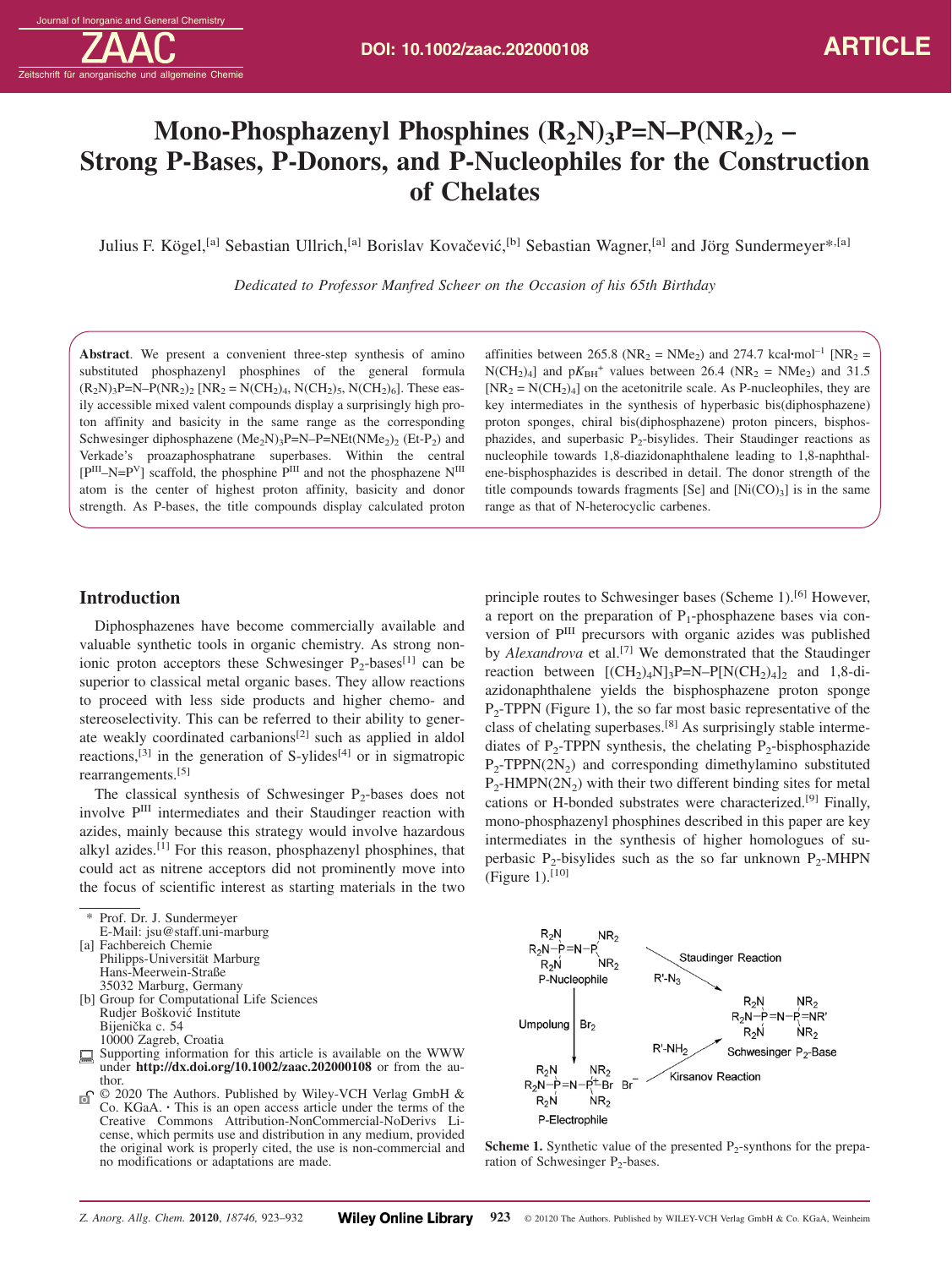# Mono-Phosphazenyl Phosphines $(R_2N)_3P{=}N{-}P(NR_2)_2$ – Strong P-Bases, P-Donors, and P-Nucleophiles for the Construction of Chelates

Julius F. Kögel,[a] Sebastian Ullrich,[a] Borislav Kovačević,[b] Sebastian Wagner,[a] and Jörg Sundermeyer*,[a]

*Dedicated to Professor Manfred Scheer on the Occasion of his 65th Birthday*

**Abstract**. We present a convenient three-step synthesis of amino substituted phosphazenyl phosphines of the general formula $(R_2N)_3P{=}N{-}P(NR_2)_2$ [$NR_2 = N(CH_2)_4$, $N(CH_2)_5$, $N(CH_2)_6$]. These easily accessible mixed valent compounds display a surprisingly high proton affinity and basicity in the same range as the corresponding Schwesinger diphosphazene $(Me_2N)_3P{=}N{-}P{=}NEt(NMe_2)_2$ (Et-$P_2$) and Verkade's proazaphosphatrane superbases. Within the central [$P^{III}{-}N{=}P^{V}$] scaffold, the phosphine $P^{III}$ and not the phosphazene $N^{III}$ atom is the center of highest proton affinity, basicity and donor strength. As P-bases, the title compounds display calculated proton affinities between 265.8 ($NR_2 = NMe_2$) and 274.7 kcal·mol$^{-1}$ [$NR_2 = N(CH_2)_4$] and $pK_{BH^+}$ values between 26.4 ($NR_2 = NMe_2$) and 31.5 [$NR_2 = N(CH_2)_4$] on the acetonitrile scale. As P-nucleophiles, they are key intermediates in the synthesis of hyperbasic bis(diphosphazene) proton sponges, chiral bis(diphosphazene) proton pincers, bisphosphazides, and superbasic $P_2$-bisylides. Their Staudinger reactions as nucleophile towards 1,8-diazidonaphthalene leading to 1,8-naphthalene-bisphosphazides is described in detail. The donor strength of the title compounds towards fragments [Se] and [$Ni(CO)_3$] is in the same range as that of N-heterocyclic carbenes.

## Introduction

Diphosphazenes have become commercially available and valuable synthetic tools in organic chemistry. As strong nonionic proton acceptors these Schwesinger $P_2$-bases[1] can be superior to classical metal organic bases. They allow reactions to proceed with less side products and higher chemo- and stereoselectivity. This can be referred to their ability to generate weakly coordinated carbanions[2] such as applied in aldol reactions,[3] in the generation of S-ylides[4] or in sigmatropic rearrangements.[5]

The classical synthesis of Schwesinger $P_2$-bases does not involve $P^{III}$ intermediates and their Staudinger reaction with azides, mainly because this strategy would involve hazardous alkyl azides.[1] For this reason, phosphazenyl phosphines, that could act as nitrene acceptors did not prominently move into the focus of scientific interest as starting materials in the two principle routes to Schwesinger bases (Scheme 1).[6] However, a report on the preparation of $P_1$-phosphazene bases via conversion of $P^{III}$ precursors with organic azides was published by *Alexandrova* et al.[7] We demonstrated that the Staudinger reaction between $[(CH_2)_4N]_3P{=}N{-}P[N(CH_2)_4]_2$ and 1,8-diazidonaphthalene yields the bisphosphazene proton sponge $P_2$-TPPN (Figure 1), the so far most basic representative of the class of chelating superbases.[8] As surprisingly stable intermediates of $P_2$-TPPN synthesis, the chelating $P_2$-bisphosphazide $P_2$-TPPN($2N_2$) and corresponding dimethylamino substituted $P_2$-HMPN($2N_2$) with their two different binding sites for metal cations or H-bonded substrates were characterized.[9] Finally, mono-phosphazenyl phosphines described in this paper are key intermediates in the synthesis of higher homologues of superbasic $P_2$-bisylides such as the so far unknown $P_2$-MHPN (Figure 1).[10]

**Scheme 1.** Synthetic value of the presented $P_2$-synthons for the preparation of Schwesinger $P_2$-bases.

---

\* Prof. Dr. J. Sundermeyer
E-Mail: jsu@staff.uni-marburg
[a] Fachbereich Chemie
Philipps-Universität Marburg
Hans-Meerwein-Straße
35032 Marburg, Germany
[b] Group for Computational Life Sciences
Rudjer Bošković Institute
Bijenička c. 54
10000 Zagreb, Croatia

Supporting information for this article is available on the WWW under **http://dx.doi.org/10.1002/zaac.202000108** or from the author.

© 2020 The Authors. Published by Wiley-VCH Verlag GmbH & Co. KGaA. · This is an open access article under the terms of the Creative Commons Attribution-NonCommercial-NoDerivs License, which permits use and distribution in any medium, provided the original work is properly cited, the use is non-commercial and no modifications or adaptations are made.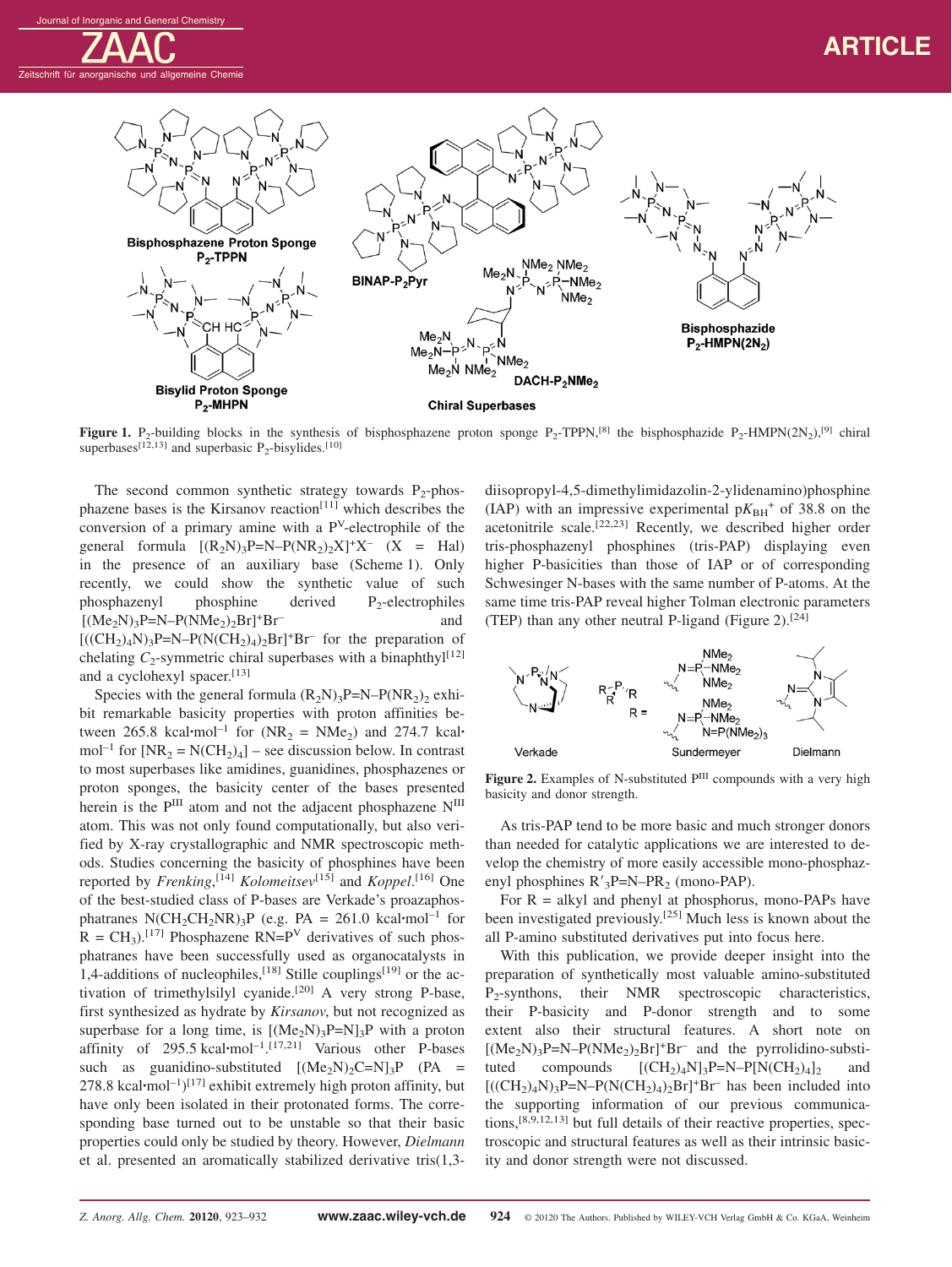**Figure 1.** $P_2$-building blocks in the synthesis of bisphosphazene proton sponge $P_2$-TPPN,[8] the bisphosphazide $P_2$-HMPN($2N_2$),[9] chiral superbases[12,13] and superbasic $P_2$-bisylides.[10]

The second common synthetic strategy towards $P_2$-phosphazene bases is the Kirsanov reaction[11] which describes the conversion of a primary amine with a $P^V$-electrophile of the general formula $[(R_2N)_3P{=}N{-}P(NR_2)_2X]^+X^-$ (X = Hal) in the presence of an auxiliary base (Scheme 1). Only recently, we could show the synthetic value of such phosphazenyl phosphine derived $P_2$-electrophiles $[(Me_2N)_3P{=}N{-}P(NMe_2)_2Br]^+Br^-$ and $[((CH_2)_4N)_3P{=}N{-}P(N(CH_2)_4)_2Br]^+Br^-$ for the preparation of chelating $C_2$-symmetric chiral superbases with a binaphthyl[12] and a cyclohexyl spacer.[13]

Species with the general formula $(R_2N)_3P{=}N{-}P(NR_2)_2$ exhibit remarkable basicity properties with proton affinities between 265.8 kcal·mol$^{-1}$ for ($NR_2$ = $NMe_2$) and 274.7 kcal·mol$^{-1}$ for [$NR_2$ = $N(CH_2)_4$] – see discussion below. In contrast to most superbases like amidines, guanidines, phosphazenes or proton sponges, the basicity center of the bases presented herein is the $P^{III}$ atom and not the adjacent phosphazene $N^{III}$ atom. This was not only found computationally, but also verified by X-ray crystallographic and NMR spectroscopic methods. Studies concerning the basicity of phosphines have been reported by *Frenking*,[14] *Kolomeitsev*[15] and *Koppel*.[16] One of the best-studied class of P-bases are Verkade's proazaphosphatranes $N(CH_2CH_2NR)_3P$ (e.g. PA = 261.0 kcal·mol$^{-1}$ for R = $CH_3$).[17] Phosphazene RN=$P^V$ derivatives of such phosphatranes have been successfully used as organocatalysts in 1,4-additions of nucleophiles,[18] Stille couplings[19] or the activation of trimethylsilyl cyanide.[20] A very strong P-base, first synthesized as hydrate by *Kirsanov*, but not recognized as superbase for a long time, is $[(Me_2N)_3P{=}N]_3P$ with a proton affinity of 295.5 kcal·mol$^{-1}$.[17,21] Various other P-bases such as guanidino-substituted $[(Me_2N)_2C{=}N]_3P$ (PA = 278.8 kcal·mol$^{-1}$)[17] exhibit extremely high proton affinity, but have only been isolated in their protonated forms. The corresponding base turned out to be unstable so that their basic properties could only be studied by theory. However, *Dielmann* et al. presented an aromatically stabilized derivative tris(1,3-diisopropyl-4,5-dimethylimidazolin-2-ylidenamino)phosphine (IAP) with an impressive experimental $pK_{BH}{}^+$ of 38.8 on the acetonitrile scale.[22,23] Recently, we described higher order tris-phosphazenyl phosphines (tris-PAP) displaying even higher P-basicities than those of IAP or of corresponding Schwesinger N-bases with the same number of P-atoms. At the same time tris-PAP reveal higher Tolman electronic parameters (TEP) than any other neutral P-ligand (Figure 2).[24]

**Figure 2.** Examples of N-substituted $P^{III}$ compounds with a very high basicity and donor strength.

As tris-PAP tend to be more basic and much stronger donors than needed for catalytic applications we are interested to develop the chemistry of more easily accessible mono-phosphazenyl phosphines $R'_3P{=}N{-}PR_2$ (mono-PAP).

For R = alkyl and phenyl at phosphorus, mono-PAPs have been investigated previously.[25] Much less is known about the all P-amino substituted derivatives put into focus here.

With this publication, we provide deeper insight into the preparation of synthetically most valuable amino-substituted $P_2$-synthons, their NMR spectroscopic characteristics, their P-basicity and P-donor strength and to some extent also their structural features. A short note on $[(Me_2N)_3P{=}N{-}P(NMe_2)_2Br]^+Br^-$ and the pyrrolidino-substituted compounds $[(CH_2)_4N]_3P{=}N{-}P[N(CH_2)_4]_2$ and $[((CH_2)_4N)_3P{=}N{-}P(N(CH_2)_4)_2Br]^+Br^-$ has been included into the supporting information of our previous communications,[8,9,12,13] but full details of their reactive properties, spectroscopic and structural features as well as their intrinsic basicity and donor strength were not discussed.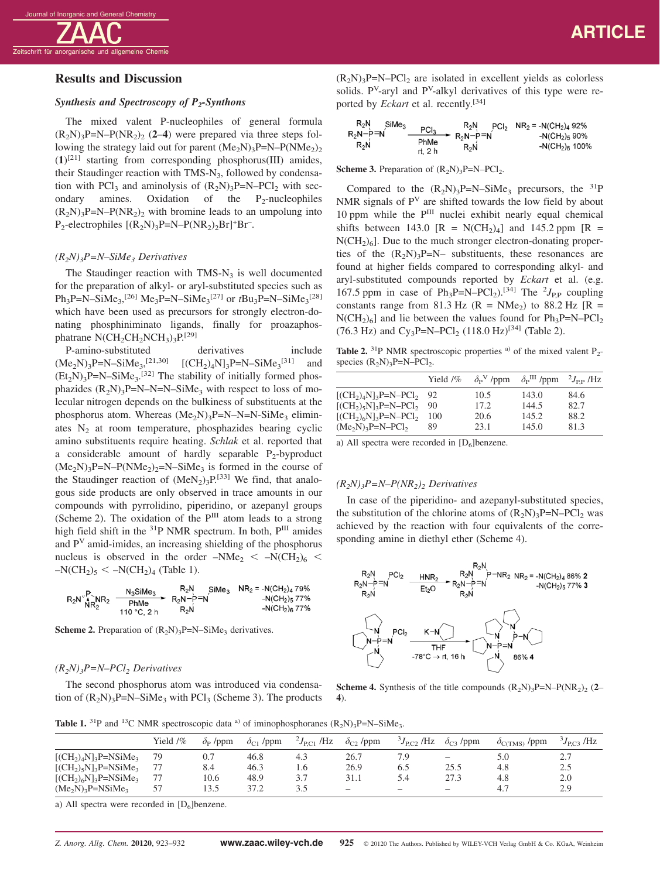## Results and Discussion

### *Synthesis and Spectroscopy of $P_2$-Synthons*

The mixed valent P-nucleophiles of general formula $(R_2N)_3P{=}N{-}P(NR_2)_2$ (**2**–**4**) were prepared via three steps following the strategy laid out for parent $(Me_2N)_3P{=}N{-}P(NMe_2)_2$ (**1**)[21] starting from corresponding phosphorus(III) amides, their Staudinger reaction with TMS-$N_3$, followed by condensation with $PCl_3$ and aminolysis of $(R_2N)_3P{=}N{-}PCl_2$ with secondary amines. Oxidation of the $P_2$-nucleophiles $(R_2N)_3P{=}N{-}P(NR_2)_2$ with bromine leads to an umpolung into $P_2$-electrophiles $[(R_2N)_3P{=}N{-}P(NR_2)_2Br]^+Br^-$.

#### *$(R_2N)_3P{=}N{-}SiMe_3$ Derivatives*

The Staudinger reaction with TMS-$N_3$ is well documented for the preparation of alkyl- or aryl-substituted species such as $Ph_3P{=}N{-}SiMe_3$,[26] $Me_3P{=}N{-}SiMe_3$[27] or $t Bu_3P{=}N{-}SiMe_3$[28] which have been used as precursors for strongly electron-donating phosphiniminato ligands, finally for proazaphosphatrane $N(CH_2CH_2NCH_3)_3P$.[29]

P-amino-substituted derivatives include $(Me_2N)_3P{=}N{-}SiMe_3$,[21,30] $[(CH_2)_4N]_3P{=}N{-}SiMe_3$[31] and $(Et_2N)_3P{=}N{-}SiMe_3$.[32] The stability of initially formed phosphazides $(R_2N)_3P{=}N{-}N{=}N{-}SiMe_3$ with respect to loss of molecular nitrogen depends on the bulkiness of substituents at the phosphorus atom. Whereas $(Me_2N)_3P{=}N{-}N{=}N{-}SiMe_3$ eliminates $N_2$ at room temperature, phosphazides bearing cyclic amino substituents require heating. *Schlak* et al. reported that a considerable amount of hardly separable $P_2$-byproduct $(Me_2N)_3P{=}N{-}P(NMe_2)_2{=}N{-}SiMe_3$ is formed in the course of the Staudinger reaction of $(MeN_2)_3P$.[33] We find, that analogous side products are only observed in trace amounts in our compounds with pyrrolidino, piperidino, or azepanyl groups (Scheme 2). The oxidation of the $P^{III}$ atom leads to a strong high field shift in the $^{31}P$ NMR spectrum. In both, $P^{III}$ amides and $P^{V}$ amid-imides, an increasing shielding of the phosphorus nucleus is observed in the order $-NMe_2 < -N(CH_2)_6 < -N(CH_2)_5 < -N(CH_2)_4$ (Table 1).

$P(NR_2)_3$ →($N_3SiMe_3$, PhMe, 110 °C, 2 h)→ $(R_2N)_3P{=}N{-}SiMe_3$; $NR_2 = -N(CH_2)_4$ 79%, $-N(CH_2)_5$ 77%, $-N(CH_2)_6$ 77%

**Scheme 2.** Preparation of $(R_2N)_3P{=}N{-}SiMe_3$ derivatives.

#### *$(R_2N)_3P{=}N{-}PCl_2$ Derivatives*

The second phosphorus atom was introduced via condensation of $(R_2N)_3P{=}N{-}SiMe_3$ with $PCl_3$ (Scheme 3). The products $(R_2N)_3P{=}N{-}PCl_2$ are isolated in excellent yields as colorless solids. $P^V$-aryl and $P^V$-alkyl derivatives of this type were reported by *Eckart* et al. recently.[34]

$(R_2N)_3P{=}N{-}SiMe_3$ →($PCl_3$, PhMe, rt, 2 h)→ $(R_2N)_3P{=}N{-}PCl_2$; $NR_2 = -N(CH_2)_4$ 92%, $-N(CH_2)_5$ 90%, $-N(CH_2)_6$ 100%

**Scheme 3.** Preparation of $(R_2N)_3P{=}N{-}PCl_2$.

Compared to the $(R_2N)_3P{=}N{-}SiMe_3$ precursors, the $^{31}P$ NMR signals of $P^V$ are shifted towards the low field by about 10 ppm while the $P^{III}$ nuclei exhibit nearly equal chemical shifts between 143.0 ppm [R = $N(CH_2)_4$] and 145.2 ppm [R = $N(CH_2)_6$]. Due to the much stronger electron-donating properties of the $(R_2N)_3P{=}N{-}$ substituents, these resonances are found at higher fields compared to corresponding alkyl- and aryl-substituted compounds reported by *Eckart* et al. (e.g. 167.5 ppm in case of $Ph_3P{=}N{-}PCl_2$).[34] The $^2J_{P,P}$ coupling constants range from 81.3 Hz (R = $NMe_2$) to 88.2 Hz [R = $N(CH_2)_6$] and lie between the values found for $Ph_3P{=}N{-}PCl_2$ (76.3 Hz) and $Cy_3P{=}N{-}PCl_2$ (118.0 Hz)[34] (Table 2).

**Table 2.** $^{31}P$ NMR spectroscopic properties [a] of the mixed valent $P_2$-species $(R_2N)_3P{=}N{-}PCl_2$.

| | Yield /% | $\delta_P^V$ /ppm | $\delta_P^{III}$ /ppm | $^2J_{P,P}$ /Hz |
|---|---|---|---|---|
| $[(CH_2)_4N]_3P{=}N{-}PCl_2$ | 92 | 10.5 | 143.0 | 84.6 |
| $[(CH_2)_5N]_3P{=}N{-}PCl_2$ | 90 | 17.2 | 144.5 | 82.7 |
| $[(CH_2)_6N]_3P{=}N{-}PCl_2$ | 100 | 20.6 | 145.2 | 88.2 |
| $(Me_2N)_3P{=}N{-}PCl_2$ | 89 | 23.1 | 145.0 | 81.3 |

a) All spectra were recorded in $[D_6]$benzene.

#### *$(R_2N)_3P{=}N{-}P(NR_2)_2$ Derivatives*

In case of the piperidino- and azepanyl-substituted species, the substitution of the chlorine atoms of $(R_2N)_3P{=}N{-}PCl_2$ was achieved by the reaction with four equivalents of the corresponding amine in diethyl ether (Scheme 4).

$(R_2N)_3P{=}N{-}PCl_2$ →($HNR_2$, $Et_2O$)→ $(R_2N)_3P{=}N{-}P(NR_2)_2$; $NR_2 = -N(CH_2)_4$ 86% **2**, $-N(CH_2)_5$ 77% **3**

$[(CH_2)_4N]_3P{=}N{-}PCl_2$ →(K–$N(CH_2)_4$, THF, −78 °C → rt, 16 h)→ $[(CH_2)_4N]_3P{=}N{-}P[N(CH_2)_4]_2$ 86% **4**

**Scheme 4.** Synthesis of the title compounds $(R_2N)_3P{=}N{-}P(NR_2)_2$ (**2**–**4**).

**Table 1.** $^{31}P$ and $^{13}C$ NMR spectroscopic data [a] of iminophosphoranes $(R_2N)_3P{=}N{-}SiMe_3$.

| | Yield /% | $\delta_P$ /ppm | $\delta_{C1}$ /ppm | $^2J_{P,C1}$ /Hz | $\delta_{C2}$ /ppm | $^3J_{P,C2}$ /Hz | $\delta_{C3}$ /ppm | $\delta_{C(TMS)}$ /ppm | $^3J_{P,C3}$ /Hz |
|---|---|---|---|---|---|---|---|---|---|
| $[(CH_2)_4N]_3P{=}NSiMe_3$ | 79 | 0.7 | 46.8 | 4.3 | 26.7 | 7.9 | – | 5.0 | 2.7 |
| $[(CH_2)_5N]_3P{=}NSiMe_3$ | 77 | 8.4 | 46.3 | 1.6 | 26.9 | 6.5 | 25.5 | 4.8 | 2.5 |
| $[(CH_2)_6N]_3P{=}NSiMe_3$ | 77 | 10.6 | 48.9 | 3.7 | 31.1 | 5.4 | 27.3 | 4.8 | 2.0 |
| $(Me_2N)_3P{=}NSiMe_3$ | 57 | 13.5 | 37.2 | 3.5 | – | – | – | 4.7 | 2.9 |

a) All spectra were recorded in $[D_6]$benzene.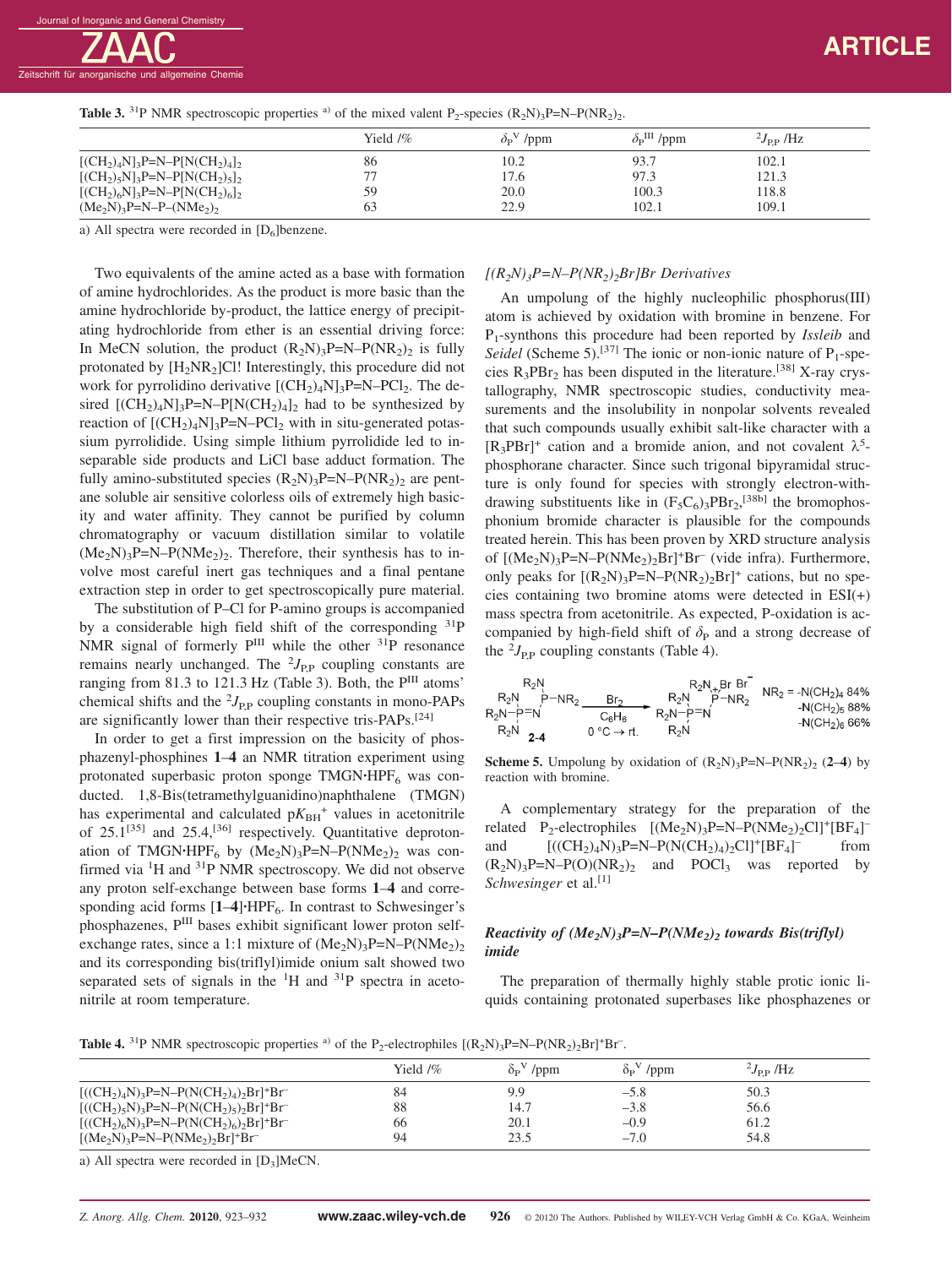**Table 3.** $^{31}$P NMR spectroscopic properties [a)] of the mixed valent $P_2$-species $(R_2N)_3P{=}N{-}P(NR_2)_2$.

| | Yield /% | $\delta_P^{V}$ /ppm | $\delta_P^{III}$ /ppm | $^2J_{P,P}$ /Hz |
|---|---|---|---|---|
| $[(CH_2)_4N]_3P{=}N{-}P[N(CH_2)_4]_2$ | 86 | 10.2 | 93.7 | 102.1 |
| $[(CH_2)_5N]_3P{=}N{-}P[N(CH_2)_5]_2$ | 77 | 17.6 | 97.3 | 121.3 |
| $[(CH_2)_6N]_3P{=}N{-}P[N(CH_2)_6]_2$ | 59 | 20.0 | 100.3 | 118.8 |
| $(Me_2N)_3P{=}N{-}P{-}(NMe_2)_2$ | 63 | 22.9 | 102.1 | 109.1 |

a) All spectra were recorded in [D$_6$]benzene.

Two equivalents of the amine acted as a base with formation of amine hydrochlorides. As the product is more basic than the amine hydrochloride by-product, the lattice energy of precipitating hydrochloride from ether is an essential driving force: In MeCN solution, the product $(R_2N)_3P{=}N{-}P(NR_2)_2$ is fully protonated by $[H_2NR_2]Cl$! Interestingly, this procedure did not work for pyrrolidino derivative $[(CH_2)_4N]_3P{=}N{-}PCl_2$. The desired $[(CH_2)_4N]_3P{=}N{-}P[N(CH_2)_4]_2$ had to be synthesized by reaction of $[(CH_2)_4N]_3P{=}N{-}PCl_2$ with in situ-generated potassium pyrrolidide. Using simple lithium pyrrolidide led to inseparable side products and LiCl base adduct formation. The fully amino-substituted species $(R_2N)_3P{=}N{-}P(NR_2)_2$ are pentane soluble air sensitive colorless oils of extremely high basicity and water affinity. They cannot be purified by column chromatography or vacuum distillation similar to volatile $(Me_2N)_3P{=}N{-}P(NMe_2)_2$. Therefore, their synthesis has to involve most careful inert gas techniques and a final pentane extraction step in order to get spectroscopically pure material.

The substitution of P–Cl for P-amino groups is accompanied by a considerable high field shift of the corresponding $^{31}$P NMR signal of formerly P$^{III}$ while the other $^{31}$P resonance remains nearly unchanged. The $^2J_{P,P}$ coupling constants are ranging from 81.3 to 121.3 Hz (Table 3). Both, the P$^{III}$ atoms' chemical shifts and the $^2J_{P,P}$ coupling constants in mono-PAPs are significantly lower than their respective tris-PAPs.[24]

In order to get a first impression on the basicity of phosphazenyl-phosphines **1**–**4** an NMR titration experiment using protonated superbasic proton sponge TMGN·HPF$_6$ was conducted. 1,8-Bis(tetramethylguanidino)naphthalene (TMGN) has experimental and calculated p$K_{BH^+}$ values in acetonitrile of 25.1[35] and 25.4,[36] respectively. Quantitative deprotonation of TMGN·HPF$_6$ by $(Me_2N)_3P{=}N{-}P(NMe_2)_2$ was confirmed via $^1$H and $^{31}$P NMR spectroscopy. We did not observe any proton self-exchange between base forms **1**–**4** and corresponding acid forms [**1**–**4**]·HPF$_6$. In contrast to Schwesinger's phosphazenes, P$^{III}$ bases exhibit significant lower proton self-exchange rates, since a 1:1 mixture of $(Me_2N)_3P{=}N{-}P(NMe_2)_2$ and its corresponding bis(triflyl)imide onium salt showed two separated sets of signals in the $^1$H and $^{31}$P spectra in acetonitrile at room temperature.

### *[(R$_2$N)$_3$P=N–P(NR$_2$)$_2$Br]Br Derivatives*

An umpolung of the highly nucleophilic phosphorus(III) atom is achieved by oxidation with bromine in benzene. For P$_1$-synthons this procedure had been reported by *Issleib* and *Seidel* (Scheme 5).[37] The ionic or non-ionic nature of P$_1$-species $R_3PBr_2$ has been disputed in the literature.[38] X-ray crystallography, NMR spectroscopic studies, conductivity measurements and the insolubility in nonpolar solvents revealed that such compounds usually exhibit salt-like character with a $[R_3PBr]^+$ cation and a bromide anion, and not covalent λ$^5$-phosphorane character. Since such trigonal bipyramidal structure is only found for species with strongly electron-withdrawing substituents like in $(F_5C_6)_3PBr_2$,[38b] the bromophosphonium bromide character is plausible for the compounds treated herein. This has been proven by XRD structure analysis of $[(Me_2N)_3P{=}N{-}P(NMe_2)_2Br]^+Br^-$ (vide infra). Furthermore, only peaks for $[(R_2N)_3P{=}N{-}P(NR_2)_2Br]^+$ cations, but no species containing two bromine atoms were detected in ESI(+) mass spectra from acetonitrile. As expected, P-oxidation is accompanied by high-field shift of $\delta_P$ and a strong decrease of the $^2J_{P,P}$ coupling constants (Table 4).

$(R_2N)_3P{=}N{-}P(NR_2)_2$ (**2-4**) $\xrightarrow[0\,°C \to \text{rt.}]{Br_2,\ C_6H_6}$ $[(R_2N)_3P{=}N{-}P(NR_2)_2Br]^+Br^-$; $NR_2$ = -N(CH$_2$)$_4$ 84%, -N(CH$_2$)$_5$ 88%, -N(CH$_2$)$_6$ 66%

**Scheme 5.** Umpolung by oxidation of $(R_2N)_3P{=}N{-}P(NR_2)_2$ (**2**–**4**) by reaction with bromine.

A complementary strategy for the preparation of the related P$_2$-electrophiles $[(Me_2N)_3P{=}N{-}P(NMe_2)_2Cl]^+[BF_4]^-$ and $[((CH_2)_4N)_3P{=}N{-}P(N(CH_2)_4)_2Cl]^+[BF_4]^-$ from $(R_2N)_3P{=}N{-}P(O)(NR_2)_2$ and $POCl_3$ was reported by *Schwesinger* et al.[1]

### *Reactivity of (Me$_2$N)$_3$P=N–P(NMe$_2$)$_2$ towards Bis(triflyl) imide*

The preparation of thermally highly stable protic ionic liquids containing protonated superbases like phosphazenes or

**Table 4.** $^{31}$P NMR spectroscopic properties [a)] of the P$_2$-electrophiles $[(R_2N)_3P{=}N{-}P(NR_2)_2Br]^+Br^-$.

| | Yield /% | $\delta_P^{V}$ /ppm | $\delta_P^{V}$ /ppm | $^2J_{P,P}$ /Hz |
|---|---|---|---|---|
| $[((CH_2)_4N)_3P{=}N{-}P(N(CH_2)_4)_2Br]^+Br^-$ | 84 | 9.9 | –5.8 | 50.3 |
| $[((CH_2)_5N)_3P{=}N{-}P(N(CH_2)_5)_2Br]^+Br^-$ | 88 | 14.7 | –3.8 | 56.6 |
| $[((CH_2)_6N)_3P{=}N{-}P(N(CH_2)_6)_2Br]^+Br^-$ | 66 | 20.1 | –0.9 | 61.2 |
| $[(Me_2N)_3P{=}N{-}P(NMe_2)_2Br]^+Br^-$ | 94 | 23.5 | –7.0 | 54.8 |

a) All spectra were recorded in [D$_3$]MeCN.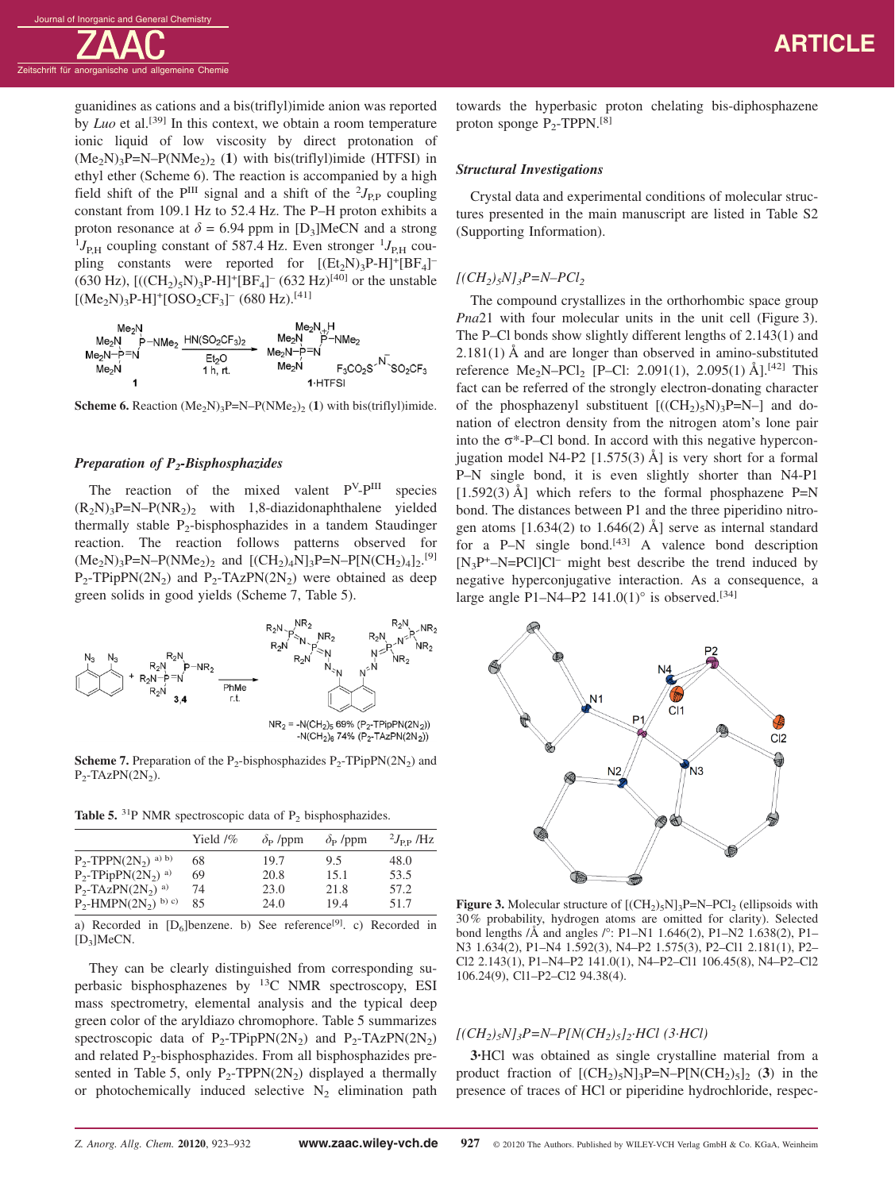guanidines as cations and a bis(triflyl)imide anion was reported by *Luo* et al.[39] In this context, we obtain a room temperature ionic liquid of low viscosity by direct protonation of $(Me_2N)_3P{=}N{-}P(NMe_2)_2$ (**1**) with bis(triflyl)imide (HTFSI) in ethyl ether (Scheme 6). The reaction is accompanied by a high field shift of the $P^{III}$ signal and a shift of the $^2J_{P,P}$ coupling constant from 109.1 Hz to 52.4 Hz. The P–H proton exhibits a proton resonance at $\delta = 6.94$ ppm in [D$_3$]MeCN and a strong $^1J_{P,H}$ coupling constant of 587.4 Hz. Even stronger $^1J_{P,H}$ coupling constants were reported for $[(Et_2N)_3P\text{-}H]^+[BF_4]^-$ (630 Hz), $[((CH_2)_5N)_3P\text{-}H]^+[BF_4]^-$ (632 Hz)[40] or the unstable $[(Me_2N)_3P\text{-}H]^+[OSO_2CF_3]^-$ (680 Hz).[41]

**Scheme 6.** Reaction $(Me_2N)_3P{=}N{-}P(NMe_2)_2$ (**1**) with bis(triflyl)imide.

### *Preparation of P$_2$-Bisphosphazides*

The reaction of the mixed valent $P^V$-$P^{III}$ species $(R_2N)_3P{=}N{-}P(NR_2)_2$ with 1,8-diazidonaphthalene yielded thermally stable P$_2$-bisphosphazides in a tandem Staudinger reaction. The reaction follows patterns observed for $(Me_2N)_3P{=}N{-}P(NMe_2)_2$ and $[(CH_2)_4N]_3P{=}N{-}P[N(CH_2)_4]_2$.[9] P$_2$-TPipPN(2N$_2$) and P$_2$-TAzPN(2N$_2$) were obtained as deep green solids in good yields (Scheme 7, Table 5).

**Scheme 7.** Preparation of the P$_2$-bisphosphazides P$_2$-TPipPN(2N$_2$) and P$_2$-TAzPN(2N$_2$).

**Table 5.** $^{31}$P NMR spectroscopic data of P$_2$ bisphosphazides.

| | Yield /% | $\delta_P$ /ppm | $\delta_P$ /ppm | $^2J_{P,P}$ /Hz |
|---|---|---|---|---|
| P$_2$-TPPN(2N$_2$) a) b) | 68 | 19.7 | 9.5 | 48.0 |
| P$_2$-TPipPN(2N$_2$) a) | 69 | 20.8 | 15.1 | 53.5 |
| P$_2$-TAzPN(2N$_2$) a) | 74 | 23.0 | 21.8 | 57.2 |
| P$_2$-HMPN(2N$_2$) b) c) | 85 | 24.0 | 19.4 | 51.7 |

a) Recorded in [D$_6$]benzene. b) See reference[9]. c) Recorded in [D$_3$]MeCN.

They can be clearly distinguished from corresponding superbasic bisphosphazenes by $^{13}$C NMR spectroscopy, ESI mass spectrometry, elemental analysis and the typical deep green color of the aryldiazo chromophore. Table 5 summarizes spectroscopic data of P$_2$-TPipPN(2N$_2$) and P$_2$-TAzPN(2N$_2$) and related P$_2$-bisphosphazides. From all bisphosphazides presented in Table 5, only P$_2$-TPPN(2N$_2$) displayed a thermally or photochemically induced selective N$_2$ elimination path towards the hyperbasic proton chelating bis-diphosphazene proton sponge P$_2$-TPPN.[8]

### *Structural Investigations*

Crystal data and experimental conditions of molecular structures presented in the main manuscript are listed in Table S2 (Supporting Information).

#### *$[(CH_2)_5N]_3P{=}N{-}PCl_2$*

The compound crystallizes in the orthorhombic space group *Pna*2$_1$ with four molecular units in the unit cell (Figure 3). The P–Cl bonds show slightly different lengths of 2.143(1) and 2.181(1) Å and are longer than observed in amino-substituted reference $Me_2N{-}PCl_2$ [P–Cl: 2.091(1), 2.095(1) Å].[42] This fact can be referred of the strongly electron-donating character of the phosphazenyl substituent $[((CH_2)_5N)_3P{=}N{-}]$ and donation of electron density from the nitrogen atom's lone pair into the σ*-P–Cl bond. In accord with this negative hyperconjugation model N4-P2 [1.575(3) Å] is very short for a formal P–N single bond, it is even slightly shorter than N4-P1 [1.592(3) Å] which refers to the formal phosphazene P=N bond. The distances between P1 and the three piperidino nitrogen atoms [1.634(2) to 1.646(2) Å] serve as internal standard for a P–N single bond.[43] A valence bond description $[N_3P^+{-}N{=}PCl]Cl^-$ might best describe the trend induced by negative hyperconjugative interaction. As a consequence, a large angle P1–N4–P2 141.0(1)° is observed.[34]

**Figure 3.** Molecular structure of $[(CH_2)_5N]_3P{=}N{-}PCl_2$ (ellipsoids with 30% probability, hydrogen atoms are omitted for clarity). Selected bond lengths /Å and angles /°: P1–N1 1.646(2), P1–N2 1.638(2), P1–N3 1.634(2), P1–N4 1.592(3), N4–P2 1.575(3), P2–Cl1 2.181(1), P2–Cl2 2.143(1), P1–N4–P2 141.0(1), N4–P2–Cl1 106.45(8), N4–P2–Cl2 106.24(9), Cl1–P2–Cl2 94.38(4).

#### *$[(CH_2)_5N]_3P{=}N{-}P[N(CH_2)_5]_2{\cdot}HCl$ (3·HCl)*

**3**·HCl was obtained as single crystalline material from a product fraction of $[(CH_2)_5N]_3P{=}N{-}P[N(CH_2)_5]_2$ (**3**) in the presence of traces of HCl or piperidine hydrochloride, respec-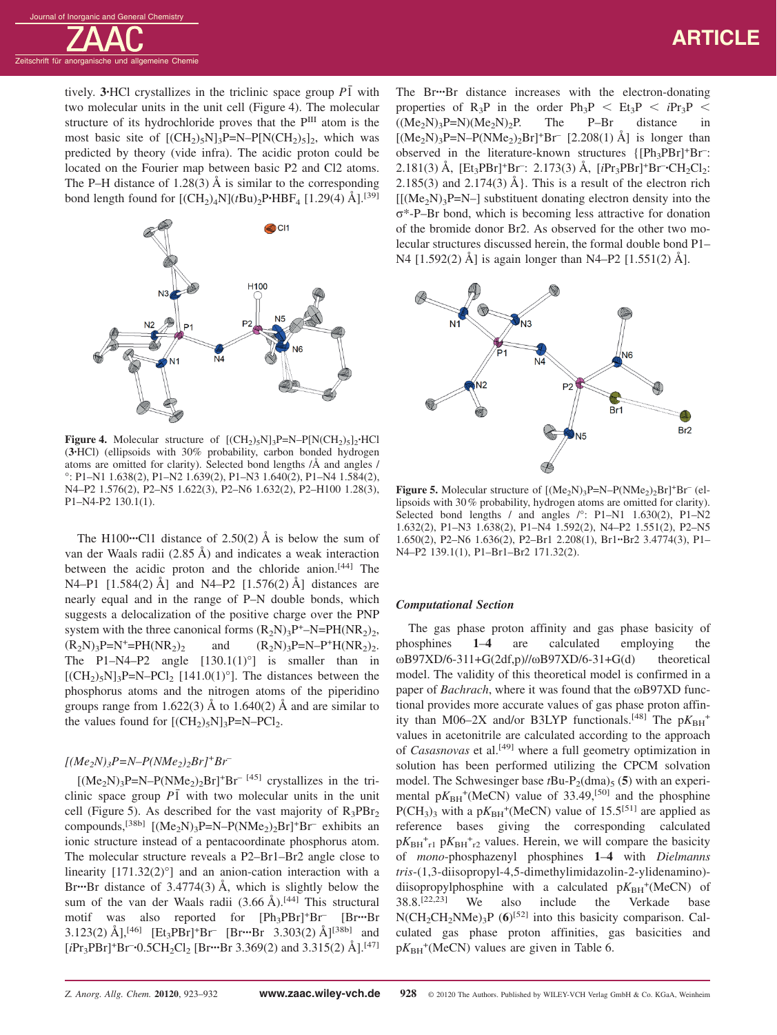tively. **3**·HCl crystallizes in the triclinic space group $P\bar{1}$ with two molecular units in the unit cell (Figure 4). The molecular structure of its hydrochloride proves that the $P^{III}$ atom is the most basic site of $[(CH_2)_5N]_3P{=}N{-}P[N(CH_2)_5]_2$, which was predicted by theory (vide infra). The acidic proton could be located on the Fourier map between basic P2 and Cl2 atoms. The P–H distance of 1.28(3) Å is similar to the corresponding bond length found for $[(CH_2)_4N](tBu)_2P{\cdot}HBF_4$ [1.29(4) Å].[39]

**Figure 4.** Molecular structure of $[(CH_2)_5N]_3P{=}N{-}P[N(CH_2)_5]_2{\cdot}HCl$ (**3**·HCl) (ellipsoids with 30% probability, carbon bonded hydrogen atoms are omitted for clarity). Selected bond lengths /Å and angles /°: P1–N1 1.638(2), P1–N2 1.639(2), P1–N3 1.640(2), P1–N4 1.584(2), N4–P2 1.576(2), P2–N5 1.622(3), P2–N6 1.632(2), P2–H100 1.28(3), P1-N4-P2 130.1(1).

The H100···Cl1 distance of 2.50(2) Å is below the sum of van der Waals radii (2.85 Å) and indicates a weak interaction between the acidic proton and the chloride anion.[44] The N4–P1 [1.584(2) Å] and N4–P2 [1.576(2) Å] distances are nearly equal and in the range of P–N double bonds, which suggests a delocalization of the positive charge over the PNP system with the three canonical forms $(R_2N)_3P^+{-}N{=}PH(NR_2)_2$, $(R_2N)_3P{=}N^+{=}PH(NR_2)_2$ and $(R_2N)_3P{=}N{-}P^+H(NR_2)_2$. The P1–N4–P2 angle [130.1(1)°] is smaller than in $[(CH_2)_5N]_3P{=}N{-}PCl_2$ [141.0(1)°]. The distances between the phosphorus atoms and the nitrogen atoms of the piperidino groups range from 1.622(3) Å to 1.640(2) Å and are similar to the values found for $[(CH_2)_5N]_3P{=}N{-}PCl_2$.

### $[(Me_2N)_3P{=}N{-}P(NMe_2)_2Br]^+Br^-$

$[(Me_2N)_3P{=}N{-}P(NMe_2)_2Br]^+Br^-$ [45] crystallizes in the triclinic space group $P\bar{1}$ with two molecular units in the unit cell (Figure 5). As described for the vast majority of $R_3PBr_2$ compounds,[38b] $[(Me_2N)_3P{=}N{-}P(NMe_2)_2Br]^+Br^-$ exhibits an ionic structure instead of a pentacoordinate phosphorus atom. The molecular structure reveals a P2–Br1–Br2 angle close to linearity [171.32(2)°] and an anion-cation interaction with a Br···Br distance of 3.4774(3) Å, which is slightly below the sum of the van der Waals radii (3.66 Å).[44] This structural motif was also reported for $[Ph_3PBr]^+Br^-$ [Br···Br 3.123(2) Å],[46] $[Et_3PBr]^+Br^-$ [Br···Br 3.303(2) Å][38b] and $[iPr_3PBr]^+Br^-{\cdot}0.5CH_2Cl_2$ [Br···Br 3.369(2) and 3.315(2) Å].[47] The Br···Br distance increases with the electron-donating properties of $R_3P$ in the order $Ph_3P < Et_3P < iPr_3P < ((Me_2N)_3P{=}N)(Me_2N)_2P$. The P–Br distance in $[(Me_2N)_3P{=}N{-}P(NMe_2)_2Br]^+Br^-$ [2.208(1) Å] is longer than observed in the literature-known structures {$[Ph_3PBr]^+Br^-$: 2.181(3) Å, $[Et_3PBr]^+Br^-$: 2.173(3) Å, $[iPr_3PBr]^+Br^-{\cdot}CH_2Cl_2$: 2.185(3) and 2.174(3) Å}. This is a result of the electron rich $[(Me_2N)_3P{=}N{-}]$ substituent donating electron density into the σ*-P–Br bond, which is becoming less attractive for donation of the bromide donor Br2. As observed for the other two molecular structures discussed herein, the formal double bond P1–N4 [1.592(2) Å] is again longer than N4–P2 [1.551(2) Å].

**Figure 5.** Molecular structure of $[(Me_2N)_3P{=}N{-}P(NMe_2)_2Br]^+Br^-$ (ellipsoids with 30% probability, hydrogen atoms are omitted for clarity). Selected bond lengths / and angles /°: P1–N1 1.630(2), P1–N2 1.632(2), P1–N3 1.638(2), P1–N4 1.592(2), N4–P2 1.551(2), P2–N5 1.650(2), P2–N6 1.636(2), P2–Br1 2.208(1), Br1··Br2 3.4774(3), P1–N4–P2 139.1(1), P1–Br1–Br2 171.32(2).

### Computational Section

The gas phase proton affinity and gas phase basicity of phosphines **1**–**4** are calculated employing the ωB97XD/6-311+G(2df,p)//ωB97XD/6-31+G(d) theoretical model. The validity of this theoretical model is confirmed in a paper of *Bachrach*, where it was found that the ωB97XD functional provides more accurate values of gas phase proton affinity than M06–2X and/or B3LYP functionals.[48] The $pK_{BH}^+$ values in acetonitrile are calculated according to the approach of *Casasnovas* et al.[49] where a full geometry optimization in solution has been performed utilizing the CPCM solvation model. The Schwesinger base $tBu$-$P_2(dma)_5$ (**5**) with an experimental $pK_{BH}^+$(MeCN) value of 33.49,[50] and the phosphine $P(CH_3)_3$ with a $pK_{BH}^+$(MeCN) value of 15.5[51] are applied as reference bases giving the corresponding calculated $pK_{BH}^+{}_{r1}$ $pK_{BH}^+{}_{r2}$ values. Herein, we will compare the basicity of *mono*-phosphazenyl phosphines **1**–**4** with *Dielmanns tris*-(1,3-diisopropyl-4,5-dimethylimidazolin-2-ylidenamino)-diisopropylphosphine with a calculated $pK_{BH}^+$(MeCN) of 38.8.[22,23] We also include the Verkade base $N(CH_2CH_2NMe)_3P$ (**6**)[52] into this basicity comparison. Calculated gas phase proton affinities, gas basicities and $pK_{BH}^+$(MeCN) values are given in Table 6.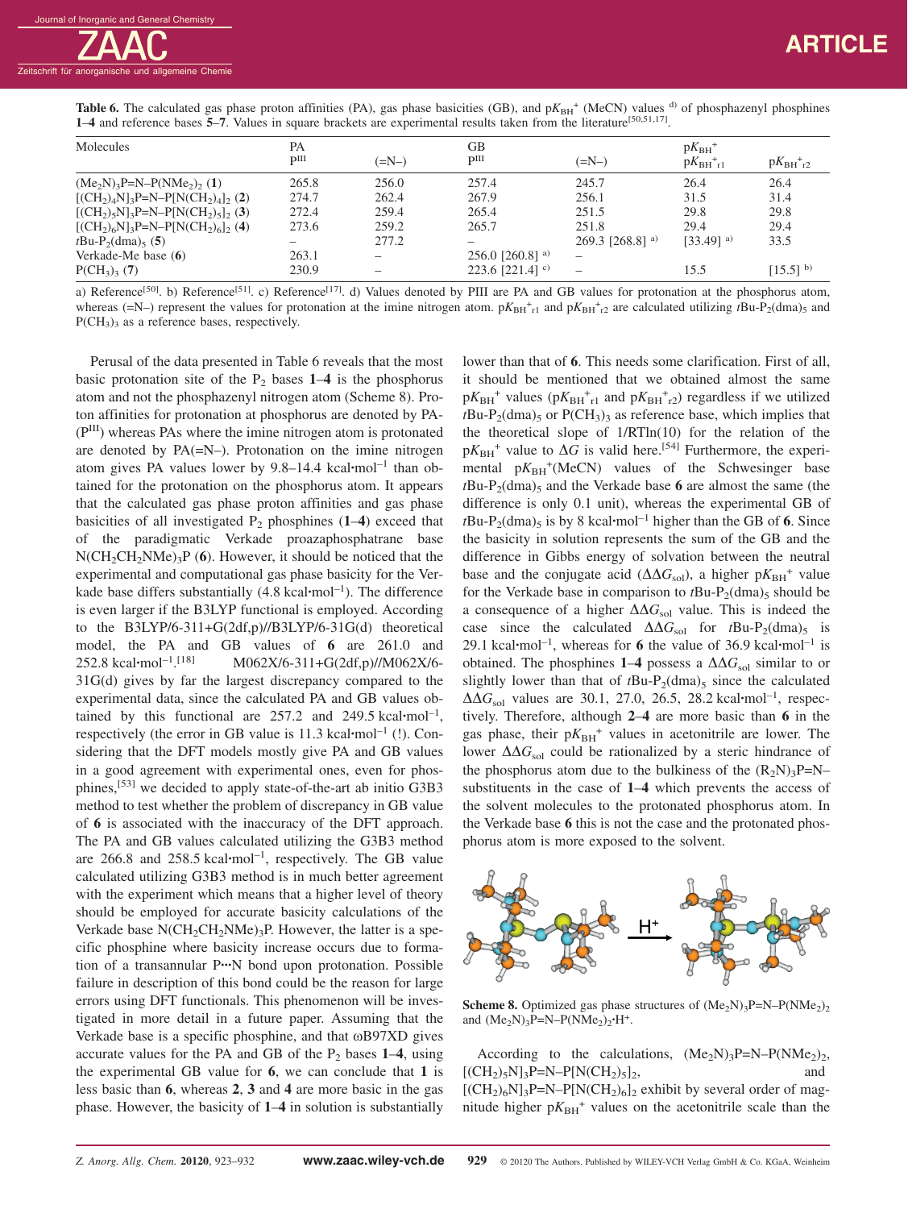**Table 6.** The calculated gas phase proton affinities (PA), gas phase basicities (GB), and $pK_{BH}^+$ (MeCN) values [d] of phosphazenyl phosphines **1–4** and reference bases **5–7**. Values in square brackets are experimental results taken from the literature[50,51,17].

| Molecules | PA $P^{III}$ | PA (=N–) | GB $P^{III}$ | GB (=N–) | $pK_{BH}^+$ $pK_{BH^+r1}$ | $pK_{BH^+r2}$ |
|---|---|---|---|---|---|---|
| $(Me_2N)_3P{=}N{-}P(NMe_2)_2$ (**1**) | 265.8 | 256.0 | 257.4 | 245.7 | 26.4 | 26.4 |
| $[(CH_2)_4N]_3P{=}N{-}P[N(CH_2)_4]_2$ (**2**) | 274.7 | 262.4 | 267.9 | 256.1 | 31.5 | 31.4 |
| $[(CH_2)_5N]_3P{=}N{-}P[N(CH_2)_5]_2$ (**3**) | 272.4 | 259.4 | 265.4 | 251.5 | 29.8 | 29.8 |
| $[(CH_2)_6N]_3P{=}N{-}P[N(CH_2)_6]_2$ (**4**) | 273.6 | 259.2 | 265.7 | 251.8 | 29.4 | 29.4 |
| $t$Bu-$P_2$(dma)$_5$ (**5**) | – | 277.2 | – | 269.3 [268.8] [a] | [33.49] [a] | 33.5 |
| Verkade-Me base (**6**) | 263.1 | – | 256.0 [260.8] [a] | – | | |
| $P(CH_3)_3$ (**7**) | 230.9 | – | 223.6 [221.4] [c] | – | 15.5 | [15.5] [b] |

a) Reference[50]. b) Reference[51]. c) Reference[17]. d) Values denoted by PIII are PA and GB values for protonation at the phosphorus atom, whereas (=N–) represent the values for protonation at the imine nitrogen atom. $pK_{BH^+r1}$ and $pK_{BH^+r2}$ are calculated utilizing $t$Bu-$P_2$(dma)$_5$ and $P(CH_3)_3$ as a reference bases, respectively.

Perusal of the data presented in Table 6 reveals that the most basic protonation site of the $P_2$ bases **1–4** is the phosphorus atom and not the phosphazenyl nitrogen atom (Scheme 8). Proton affinities for protonation at phosphorus are denoted by PA-($P^{III}$) whereas PAs where the imine nitrogen atom is protonated are denoted by PA(=N–). Protonation on the imine nitrogen atom gives PA values lower by 9.8–14.4 kcal·mol$^{-1}$ than obtained for the protonation on the phosphorus atom. It appears that the calculated gas phase proton affinities and gas phase basicities of all investigated $P_2$ phosphines (**1–4**) exceed that of the paradigmatic Verkade proazaphosphatrane base $N(CH_2CH_2NMe)_3P$ (**6**). However, it should be noticed that the experimental and computational gas phase basicity for the Verkade base differs substantially (4.8 kcal·mol$^{-1}$). The difference is even larger if the B3LYP functional is employed. According to the B3LYP/6-311+G(2df,p)//B3LYP/6-31G(d) theoretical model, the PA and GB values of **6** are 261.0 and 252.8 kcal·mol$^{-1}$.[18] M062X/6-311+G(2df,p)//M062X/6-31G(d) gives by far the largest discrepancy compared to the experimental data, since the calculated PA and GB values obtained by this functional are 257.2 and 249.5 kcal·mol$^{-1}$, respectively (the error in GB value is 11.3 kcal·mol$^{-1}$ (!). Considering that the DFT models mostly give PA and GB values in a good agreement with experimental ones, even for phosphines,[53] we decided to apply state-of-the-art ab initio G3B3 method to test whether the problem of discrepancy in GB value of **6** is associated with the inaccuracy of the DFT approach. The PA and GB values calculated utilizing the G3B3 method are 266.8 and 258.5 kcal·mol$^{-1}$, respectively. The GB value calculated utilizing G3B3 method is in much better agreement with the experiment which means that a higher level of theory should be employed for accurate basicity calculations of the Verkade base $N(CH_2CH_2NMe)_3P$. However, the latter is a specific phosphine where basicity increase occurs due to formation of a transannular P···N bond upon protonation. Possible failure in description of this bond could be the reason for large errors using DFT functionals. This phenomenon will be investigated in more detail in a future paper. Assuming that the Verkade base is a specific phosphine, and that ωB97XD gives accurate values for the PA and GB of the $P_2$ bases **1–4**, using the experimental GB value for **6**, we can conclude that **1** is less basic than **6**, whereas **2**, **3** and **4** are more basic in the gas phase. However, the basicity of **1–4** in solution is substantially lower than that of **6**. This needs some clarification. First of all, it should be mentioned that we obtained almost the same $pK_{BH}^+$ values ($pK_{BH^+r1}$ and $pK_{BH^+r2}$) regardless if we utilized $t$Bu-$P_2$(dma)$_5$ or $P(CH_3)_3$ as reference base, which implies that the theoretical slope of 1/RTln(10) for the relation of the $pK_{BH}^+$ value to $\Delta G$ is valid here.[54] Furthermore, the experimental $pK_{BH}^+$(MeCN) values of the Schwesinger base $t$Bu-$P_2$(dma)$_5$ and the Verkade base **6** are almost the same (the difference is only 0.1 unit), whereas the experimental GB of $t$Bu-$P_2$(dma)$_5$ is by 8 kcal·mol$^{-1}$ higher than the GB of **6**. Since the basicity in solution represents the sum of the GB and the difference in Gibbs energy of solvation between the neutral base and the conjugate acid ($\Delta\Delta G_{sol}$), a higher $pK_{BH}^+$ value for the Verkade base in comparison to $t$Bu-$P_2$(dma)$_5$ should be a consequence of a higher $\Delta\Delta G_{sol}$ value. This is indeed the case since the calculated $\Delta\Delta G_{sol}$ for $t$Bu-$P_2$(dma)$_5$ is 29.1 kcal·mol$^{-1}$, whereas for **6** the value of 36.9 kcal·mol$^{-1}$ is obtained. The phosphines **1–4** possess a $\Delta\Delta G_{sol}$ similar to or slightly lower than that of $t$Bu-$P_2$(dma)$_5$ since the calculated $\Delta\Delta G_{sol}$ values are 30.1, 27.0, 26.5, 28.2 kcal·mol$^{-1}$, respectively. Therefore, although **2–4** are more basic than **6** in the gas phase, their $pK_{BH}^+$ values in acetonitrile are lower. The lower $\Delta\Delta G_{sol}$ could be rationalized by a steric hindrance of the phosphorus atom due to the bulkiness of the $(R_2N)_3P{=}N{-}$ substituents in the case of **1–4** which prevents the access of the solvent molecules to the protonated phosphorus atom. In the Verkade base **6** this is not the case and the protonated phosphorus atom is more exposed to the solvent.

**Scheme 8.** Optimized gas phase structures of $(Me_2N)_3P{=}N{-}P(NMe_2)_2$ and $(Me_2N)_3P{=}N{-}P(NMe_2)_2{\cdot}H^+$.

According to the calculations, $(Me_2N)_3P{=}N{-}P(NMe_2)_2$, $[(CH_2)_5N]_3P{=}N{-}P[N(CH_2)_5]_2$, and $[(CH_2)_6N]_3P{=}N{-}P[N(CH_2)_6]_2$ exhibit by several order of magnitude higher $pK_{BH}^+$ values on the acetonitrile scale than the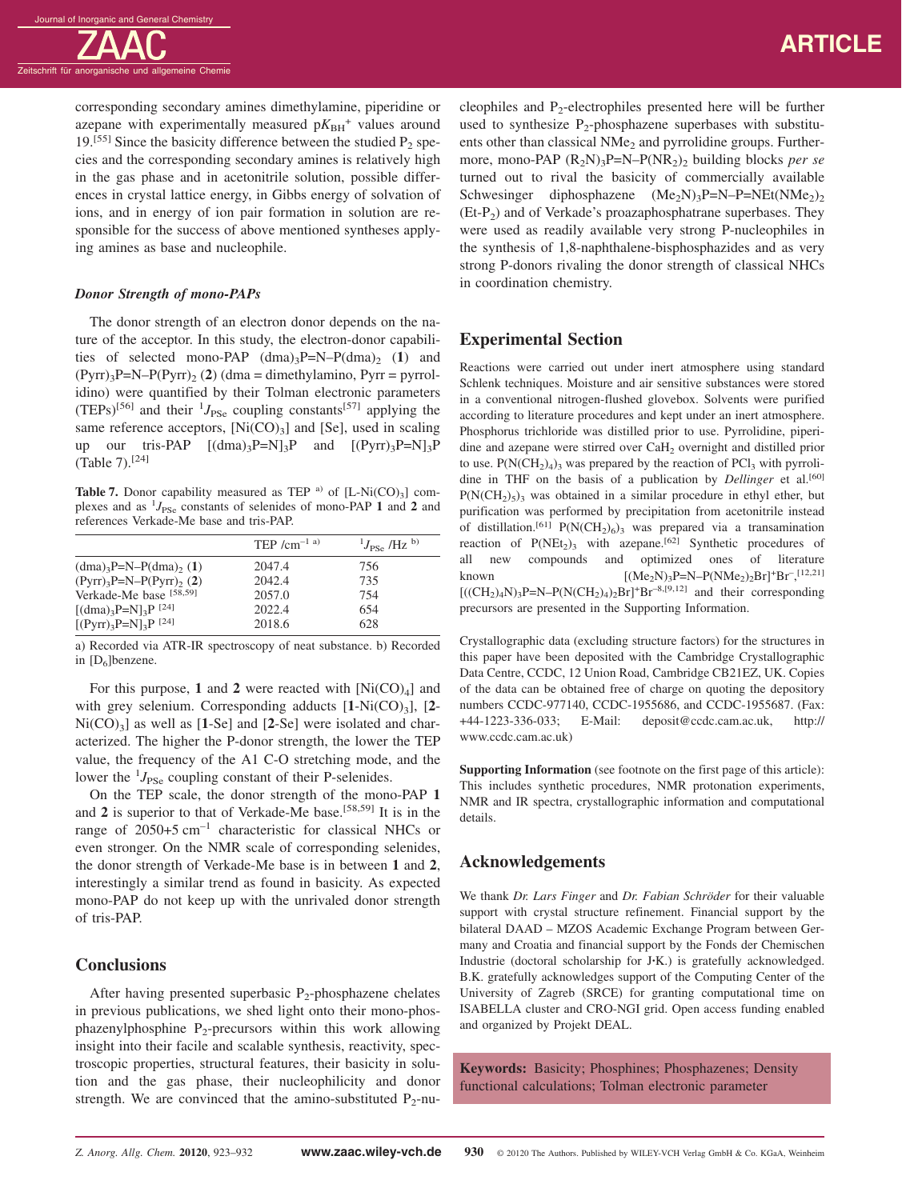corresponding secondary amines dimethylamine, piperidine or azepane with experimentally measured $pK_{BH^+}$ values around 19.[55] Since the basicity difference between the studied $P_2$ species and the corresponding secondary amines is relatively high in the gas phase and in acetonitrile solution, possible differences in crystal lattice energy, in Gibbs energy of solvation of ions, and in energy of ion pair formation in solution are responsible for the success of above mentioned syntheses applying amines as base and nucleophile.

### *Donor Strength of mono-PAPs*

The donor strength of an electron donor depends on the nature of the acceptor. In this study, the electron-donor capabilities of selected mono-PAP $(dma)_3P{=}N{-}P(dma)_2$ (**1**) and $(Pyrr)_3P{=}N{-}P(Pyrr)_2$ (**2**) (dma = dimethylamino, Pyrr = pyrrolidino) were quantified by their Tolman electronic parameters (TEPs)[56] and their $^1J_{PSe}$ coupling constants[57] applying the same reference acceptors, $[Ni(CO)_3]$ and [Se], used in scaling up our tris-PAP $[(dma)_3P{=}N]_3P$ and $[(Pyrr)_3P{=}N]_3P$ (Table 7).[24]

**Table 7.** Donor capability measured as TEP a) of $[L\text{-}Ni(CO)_3]$ complexes and as $^1J_{PSe}$ constants of selenides of mono-PAP **1** and **2** and references Verkade-Me base and tris-PAP.

| | TEP /cm$^{-1}$ a) | $^1J_{PSe}$ /Hz b) |
|---|---|---|
| $(dma)_3P{=}N{-}P(dma)_2$ (**1**) | 2047.4 | 756 |
| $(Pyrr)_3P{=}N{-}P(Pyrr)_2$ (**2**) | 2042.4 | 735 |
| Verkade-Me base [58,59] | 2057.0 | 754 |
| $[(dma)_3P{=}N]_3P$ [24] | 2022.4 | 654 |
| $[(Pyrr)_3P{=}N]_3P$ [24] | 2018.6 | 628 |

a) Recorded via ATR-IR spectroscopy of neat substance. b) Recorded in $[D_6]$benzene.

For this purpose, **1** and **2** were reacted with $[Ni(CO)_4]$ and with grey selenium. Corresponding adducts $[\mathbf{1}\text{-}Ni(CO)_3]$, $[\mathbf{2}\text{-}Ni(CO)_3]$ as well as [**1**-Se] and [**2**-Se] were isolated and characterized. The higher the P-donor strength, the lower the TEP value, the frequency of the A1 C-O stretching mode, and the lower the $^1J_{PSe}$ coupling constant of their P-selenides.

On the TEP scale, the donor strength of the mono-PAP **1** and **2** is superior to that of Verkade-Me base.[58,59] It is in the range of 2050+5 cm$^{-1}$ characteristic for classical NHCs or even stronger. On the NMR scale of corresponding selenides, the donor strength of Verkade-Me base is in between **1** and **2**, interestingly a similar trend as found in basicity. As expected mono-PAP do not keep up with the unrivaled donor strength of tris-PAP.

## Conclusions

After having presented superbasic $P_2$-phosphazene chelates in previous publications, we shed light onto their mono-phosphazenylphosphine $P_2$-precursors within this work allowing insight into their facile and scalable synthesis, reactivity, spectroscopic properties, structural features, their basicity in solution and the gas phase, their nucleophilicity and donor strength. We are convinced that the amino-substituted $P_2$-nucleophiles and $P_2$-electrophiles presented here will be further used to synthesize $P_2$-phosphazene superbases with substituents other than classical $NMe_2$ and pyrrolidine groups. Furthermore, mono-PAP $(R_2N)_3P{=}N{-}P(NR_2)_2$ building blocks *per se* turned out to rival the basicity of commercially available Schwesinger diphosphazene $(Me_2N)_3P{=}N{-}P{=}NEt(NMe_2)_2$ (Et-$P_2$) and of Verkade's proazaphosphatrane superbases. They were used as readily available very strong P-nucleophiles in the synthesis of 1,8-naphthalene-bisphosphazides and as very strong P-donors rivaling the donor strength of classical NHCs in coordination chemistry.

## Experimental Section

Reactions were carried out under inert atmosphere using standard Schlenk techniques. Moisture and air sensitive substances were stored in a conventional nitrogen-flushed glovebox. Solvents were purified according to literature procedures and kept under an inert atmosphere. Phosphorus trichloride was distilled prior to use. Pyrrolidine, piperidine and azepane were stirred over $CaH_2$ overnight and distilled prior to use. $P(N(CH_2)_4)_3$ was prepared by the reaction of $PCl_3$ with pyrrolidine in THF on the basis of a publication by *Dellinger* et al.[60] $P(N(CH_2)_5)_3$ was obtained in a similar procedure in ethyl ether, but purification was performed by precipitation from acetonitrile instead of distillation.[61] $P(N(CH_2)_6)_3$ was prepared via a transamination reaction of $P(NEt_2)_3$ with azepane.[62] Synthetic procedures of all new compounds and optimized ones of literature known $[(Me_2N)_3P{=}N{-}P(NMe_2)_2Br]^+Br^-$,[12,21] $[((CH_2)_4N)_3P{=}N{-}P(N(CH_2)_4)_2Br]^+Br^-$[8,9,12] and their corresponding precursors are presented in the Supporting Information.

Crystallographic data (excluding structure factors) for the structures in this paper have been deposited with the Cambridge Crystallographic Data Centre, CCDC, 12 Union Road, Cambridge CB21EZ, UK. Copies of the data can be obtained free of charge on quoting the depository numbers CCDC-977140, CCDC-1955686, and CCDC-1955687. (Fax: +44-1223-336-033; E-Mail: deposit@ccdc.cam.ac.uk, http://www.ccdc.cam.ac.uk)

**Supporting Information** (see footnote on the first page of this article): This includes synthetic procedures, NMR protonation experiments, NMR and IR spectra, crystallographic information and computational details.

## Acknowledgements

We thank *Dr. Lars Finger* and *Dr. Fabian Schröder* for their valuable support with crystal structure refinement. Financial support by the bilateral DAAD – MZOS Academic Exchange Program between Germany and Croatia and financial support by the Fonds der Chemischen Industrie (doctoral scholarship for J·K.) is gratefully acknowledged. B.K. gratefully acknowledges support of the Computing Center of the University of Zagreb (SRCE) for granting computational time on ISABELLA cluster and CRO-NGI grid. Open access funding enabled and organized by Projekt DEAL.

**Keywords:** Basicity; Phosphines; Phosphazenes; Density functional calculations; Tolman electronic parameter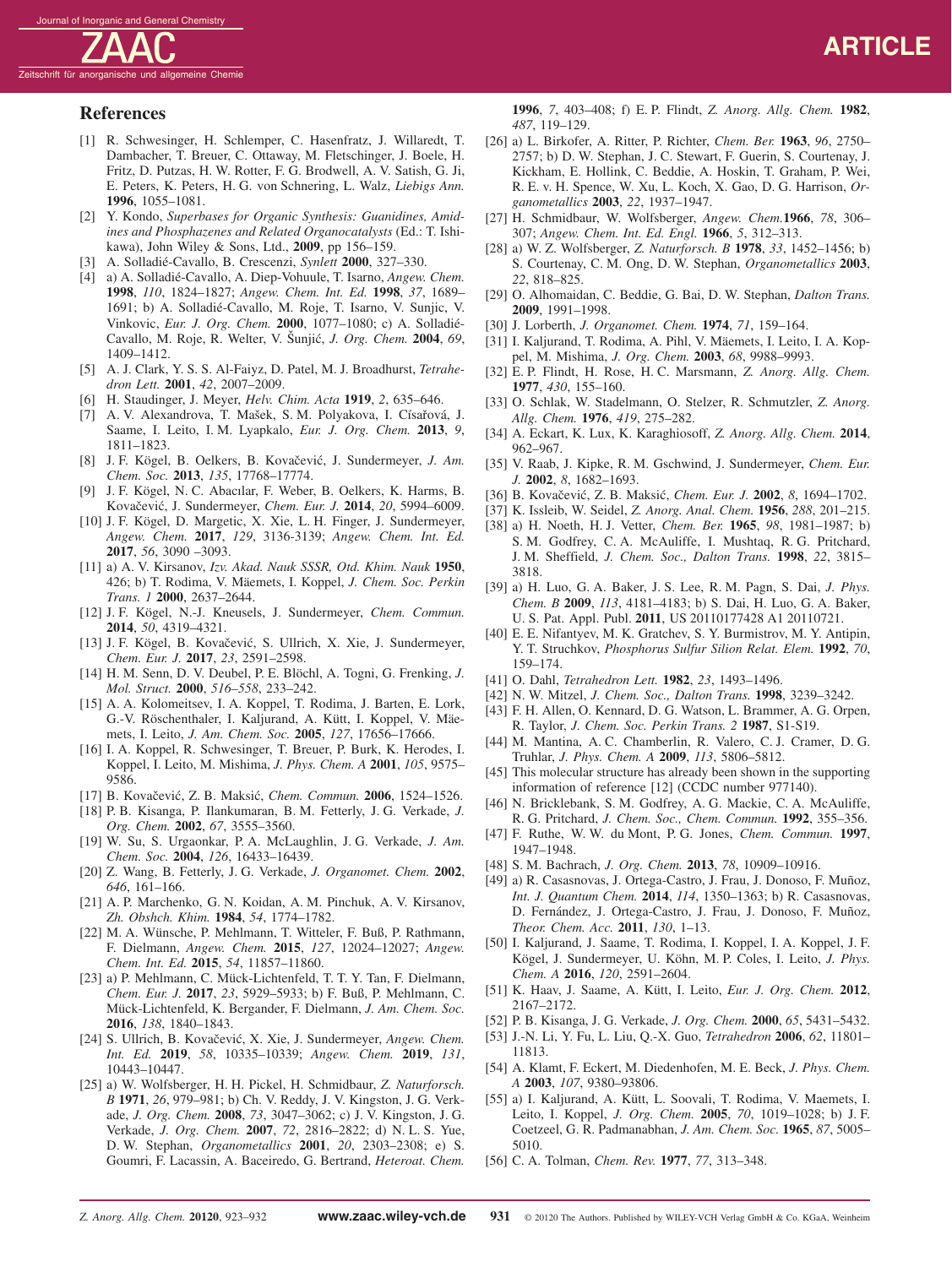## References

[1] R. Schwesinger, H. Schlemper, C. Hasenfratz, J. Willaredt, T. Dambacher, T. Breuer, C. Ottaway, M. Fletschinger, J. Boele, H. Fritz, D. Putzas, H. W. Rotter, F. G. Brodwell, A. V. Satish, G. Ji, E. Peters, K. Peters, H. G. von Schnering, L. Walz, *Liebigs Ann.* **1996**, 1055–1081.

[2] Y. Kondo, *Superbases for Organic Synthesis: Guanidines, Amidines and Phosphazenes and Related Organocatalysts* (Ed.: T. Ishikawa), John Wiley & Sons, Ltd., **2009**, pp 156–159.

[3] A. Solladié-Cavallo, B. Crescenzi, *Synlett* **2000**, 327–330.

[4] a) A. Solladié-Cavallo, A. Diep-Vohuule, T. Isarno, *Angew. Chem.* **1998**, *110*, 1824–1827; *Angew. Chem. Int. Ed.* **1998**, *37*, 1689–1691; b) A. Solladié-Cavallo, M. Roje, T. Isarno, V. Sunjic, V. Vinkovic, *Eur. J. Org. Chem.* **2000**, 1077–1080; c) A. Solladié-Cavallo, M. Roje, R. Welter, V. Šunjić, *J. Org. Chem.* **2004**, *69*, 1409–1412.

[5] A. J. Clark, Y. S. S. Al-Faiyz, D. Patel, M. J. Broadhurst, *Tetrahedron Lett.* **2001**, *42*, 2007–2009.

[6] H. Staudinger, J. Meyer, *Helv. Chim. Acta* **1919**, *2*, 635–646.

[7] A. V. Alexandrova, T. Mašek, S. M. Polyakova, I. Císařová, J. Saame, I. Leito, I. M. Lyapkalo, *Eur. J. Org. Chem.* **2013**, *9*, 1811–1823.

[8] J. F. Kögel, B. Oelkers, B. Kovačević, J. Sundermeyer, *J. Am. Chem. Soc.* **2013**, *135*, 17768–17774.

[9] J. F. Kögel, N. C. Abacılar, F. Weber, B. Oelkers, K. Harms, B. Kovačević, J. Sundermeyer, *Chem. Eur. J.* **2014**, *20*, 5994–6009.

[10] J. F. Kögel, D. Margetic, X. Xie, L. H. Finger, J. Sundermeyer, *Angew. Chem.* **2017**, *129*, 3136-3139; *Angew. Chem. Int. Ed.* **2017**, *56*, 3090 –3093.

[11] a) A. V. Kirsanov, *Izv. Akad. Nauk SSSR, Otd. Khim. Nauk* **1950**, 426; b) T. Rodima, V. Mäemets, I. Koppel, *J. Chem. Soc. Perkin Trans. 1* **2000**, 2637–2644.

[12] J. F. Kögel, N.-J. Kneusels, J. Sundermeyer, *Chem. Commun.* **2014**, *50*, 4319–4321.

[13] J. F. Kögel, B. Kovačević, S. Ullrich, X. Xie, J. Sundermeyer, *Chem. Eur. J.* **2017**, *23*, 2591–2598.

[14] H. M. Senn, D. V. Deubel, P. E. Blöchl, A. Togni, G. Frenking, *J. Mol. Struct.* **2000**, *516–558*, 233–242.

[15] A. A. Kolomeitsev, I. A. Koppel, T. Rodima, J. Barten, E. Lork, G.-V. Röschenthaler, I. Kaljurand, A. Kütt, I. Koppel, V. Mäemets, I. Leito, *J. Am. Chem. Soc.* **2005**, *127*, 17656–17666.

[16] I. A. Koppel, R. Schwesinger, T. Breuer, P. Burk, K. Herodes, I. Koppel, I. Leito, M. Mishima, *J. Phys. Chem. A* **2001**, *105*, 9575–9586.

[17] B. Kovačević, Z. B. Maksić, *Chem. Commun.* **2006**, 1524–1526.

[18] P. B. Kisanga, P. Ilankumaran, B. M. Fetterly, J. G. Verkade, *J. Org. Chem.* **2002**, *67*, 3555–3560.

[19] W. Su, S. Urgaonkar, P. A. McLaughlin, J. G. Verkade, *J. Am. Chem. Soc.* **2004**, *126*, 16433–16439.

[20] Z. Wang, B. Fetterly, J. G. Verkade, *J. Organomet. Chem.* **2002**, *646*, 161–166.

[21] A. P. Marchenko, G. N. Koidan, A. M. Pinchuk, A. V. Kirsanov, *Zh. Obshch. Khim.* **1984**, *54*, 1774–1782.

[22] M. A. Wünsche, P. Mehlmann, T. Witteler, F. Buß, P. Rathmann, F. Dielmann, *Angew. Chem.* **2015**, *127*, 12024–12027; *Angew. Chem. Int. Ed.* **2015**, *54*, 11857–11860.

[23] a) P. Mehlmann, C. Mück-Lichtenfeld, T. T. Y. Tan, F. Dielmann, *Chem. Eur. J.* **2017**, *23*, 5929–5933; b) F. Buß, P. Mehlmann, C. Mück-Lichtenfeld, K. Bergander, F. Dielmann, *J. Am. Chem. Soc.* **2016**, *138*, 1840–1843.

[24] S. Ullrich, B. Kovačević, X. Xie, J. Sundermeyer, *Angew. Chem. Int. Ed.* **2019**, *58*, 10335–10339; *Angew. Chem.* **2019**, *131*, 10443–10447.

[25] a) W. Wolfsberger, H. H. Pickel, H. Schmidbaur, *Z. Naturforsch. B* **1971**, *26*, 979–981; b) Ch. V. Reddy, J. V. Kingston, J. G. Verkade, *J. Org. Chem.* **2008**, *73*, 3047–3062; c) J. V. Kingston, J. G. Verkade, *J. Org. Chem.* **2007**, *72*, 2816–2822; d) N. L. S. Yue, D. W. Stephan, *Organometallics* **2001**, *20*, 2303–2308; e) S. Goumri, F. Lacassin, A. Baceiredo, G. Bertrand, *Heteroat. Chem.* **1996**, *7*, 403–408; f) E. P. Flindt, *Z. Anorg. Allg. Chem.* **1982**, *487*, 119–129.

[26] a) L. Birkofer, A. Ritter, P. Richter, *Chem. Ber.* **1963**, *96*, 2750–2757; b) D. W. Stephan, J. C. Stewart, F. Guerin, S. Courtenay, J. Kickham, E. Hollink, C. Beddie, A. Hoskin, T. Graham, P. Wei, R. E. v. H. Spence, W. Xu, L. Koch, X. Gao, D. G. Harrison, *Organometallics* **2003**, *22*, 1937–1947.

[27] H. Schmidbaur, W. Wolfsberger, *Angew. Chem.***1966**, *78*, 306–307; *Angew. Chem. Int. Ed. Engl.* **1966**, *5*, 312–313.

[28] a) W. Z. Wolfsberger, *Z. Naturforsch. B* **1978**, *33*, 1452–1456; b) S. Courtenay, C. M. Ong, D. W. Stephan, *Organometallics* **2003**, *22*, 818–825.

[29] O. Alhomaidan, C. Beddie, G. Bai, D. W. Stephan, *Dalton Trans.* **2009**, 1991–1998.

[30] J. Lorberth, *J. Organomet. Chem.* **1974**, *71*, 159–164.

[31] I. Kaljurand, T. Rodima, A. Pihl, V. Mäemets, I. Leito, I. A. Koppel, M. Mishima, *J. Org. Chem.* **2003**, *68*, 9988–9993.

[32] E. P. Flindt, H. Rose, H. C. Marsmann, *Z. Anorg. Allg. Chem.* **1977**, *430*, 155–160.

[33] O. Schlak, W. Stadelmann, O. Stelzer, R. Schmutzler, *Z. Anorg. Allg. Chem.* **1976**, *419*, 275–282.

[34] A. Eckart, K. Lux, K. Karaghiosoff, *Z. Anorg. Allg. Chem.* **2014**, 962–967.

[35] V. Raab, J. Kipke, R. M. Gschwind, J. Sundermeyer, *Chem. Eur. J.* **2002**, *8*, 1682–1693.

[36] B. Kovačević, Z. B. Maksić, *Chem. Eur. J.* **2002**, *8*, 1694–1702.

[37] K. Issleib, W. Seidel, *Z. Anorg. Anal. Chem.* **1956**, *288*, 201–215.

[38] a) H. Noeth, H. J. Vetter, *Chem. Ber.* **1965**, *98*, 1981–1987; b) S. M. Godfrey, C. A. McAuliffe, I. Mushtaq, R. G. Pritchard, J. M. Sheffield, *J. Chem. Soc., Dalton Trans.* **1998**, *22*, 3815–3818.

[39] a) H. Luo, G. A. Baker, J. S. Lee, R. M. Pagn, S. Dai, *J. Phys. Chem. B* **2009**, *113*, 4181–4183; b) S. Dai, H. Luo, G. A. Baker, U. S. Pat. Appl. Publ. **2011**, US 20110177428 A1 20110721.

[40] E. E. Nifantyev, M. K. Gratchev, S. Y. Burmistrov, M. Y. Antipin, Y. T. Struchkov, *Phosphorus Sulfur Silion Relat. Elem.* **1992**, *70*, 159–174.

[41] O. Dahl, *Tetrahedron Lett.* **1982**, *23*, 1493–1496.

[42] N. W. Mitzel, *J. Chem. Soc., Dalton Trans.* **1998**, 3239–3242.

[43] F. H. Allen, O. Kennard, D. G. Watson, L. Brammer, A. G. Orpen, R. Taylor, *J. Chem. Soc. Perkin Trans. 2* **1987**, S1-S19.

[44] M. Mantina, A. C. Chamberlin, R. Valero, C. J. Cramer, D. G. Truhlar, *J. Phys. Chem. A* **2009**, *113*, 5806–5812.

[45] This molecular structure has already been shown in the supporting information of reference [12] (CCDC number 977140).

[46] N. Bricklebank, S. M. Godfrey, A. G. Mackie, C. A. McAuliffe, R. G. Pritchard, *J. Chem. Soc., Chem. Commun.* **1992**, 355–356.

[47] F. Ruthe, W. W. du Mont, P. G. Jones, *Chem. Commun.* **1997**, 1947–1948.

[48] S. M. Bachrach, *J. Org. Chem.* **2013**, *78*, 10909–10916.

[49] a) R. Casasnovas, J. Ortega-Castro, J. Frau, J. Donoso, F. Muñoz, *Int. J. Quantum Chem.* **2014**, *114*, 1350–1363; b) R. Casasnovas, D. Fernández, J. Ortega-Castro, J. Frau, J. Donoso, F. Muñoz, *Theor. Chem. Acc.* **2011**, *130*, 1–13.

[50] I. Kaljurand, J. Saame, T. Rodima, I. Koppel, I. A. Koppel, J. F. Kögel, J. Sundermeyer, U. Köhn, M. P. Coles, I. Leito, *J. Phys. Chem. A* **2016**, *120*, 2591–2604.

[51] K. Haav, J. Saame, A. Kütt, I. Leito, *Eur. J. Org. Chem.* **2012**, 2167–2172.

[52] P. B. Kisanga, J. G. Verkade, *J. Org. Chem.* **2000**, *65*, 5431–5432.

[53] J.-N. Li, Y. Fu, L. Liu, Q.-X. Guo, *Tetrahedron* **2006**, *62*, 11801–11813.

[54] A. Klamt, F. Eckert, M. Diedenhofen, M. E. Beck, *J. Phys. Chem. A* **2003**, *107*, 9380–93806.

[55] a) I. Kaljurand, A. Kütt, L. Soovali, T. Rodima, V. Maemets, I. Leito, I. Koppel, *J. Org. Chem.* **2005**, *70*, 1019–1028; b) J. F. Coetzeel, G. R. Padmanabhan, *J. Am. Chem. Soc.* **1965**, *87*, 5005–5010.

[56] C. A. Tolman, *Chem. Rev.* **1977**, *77*, 313–348.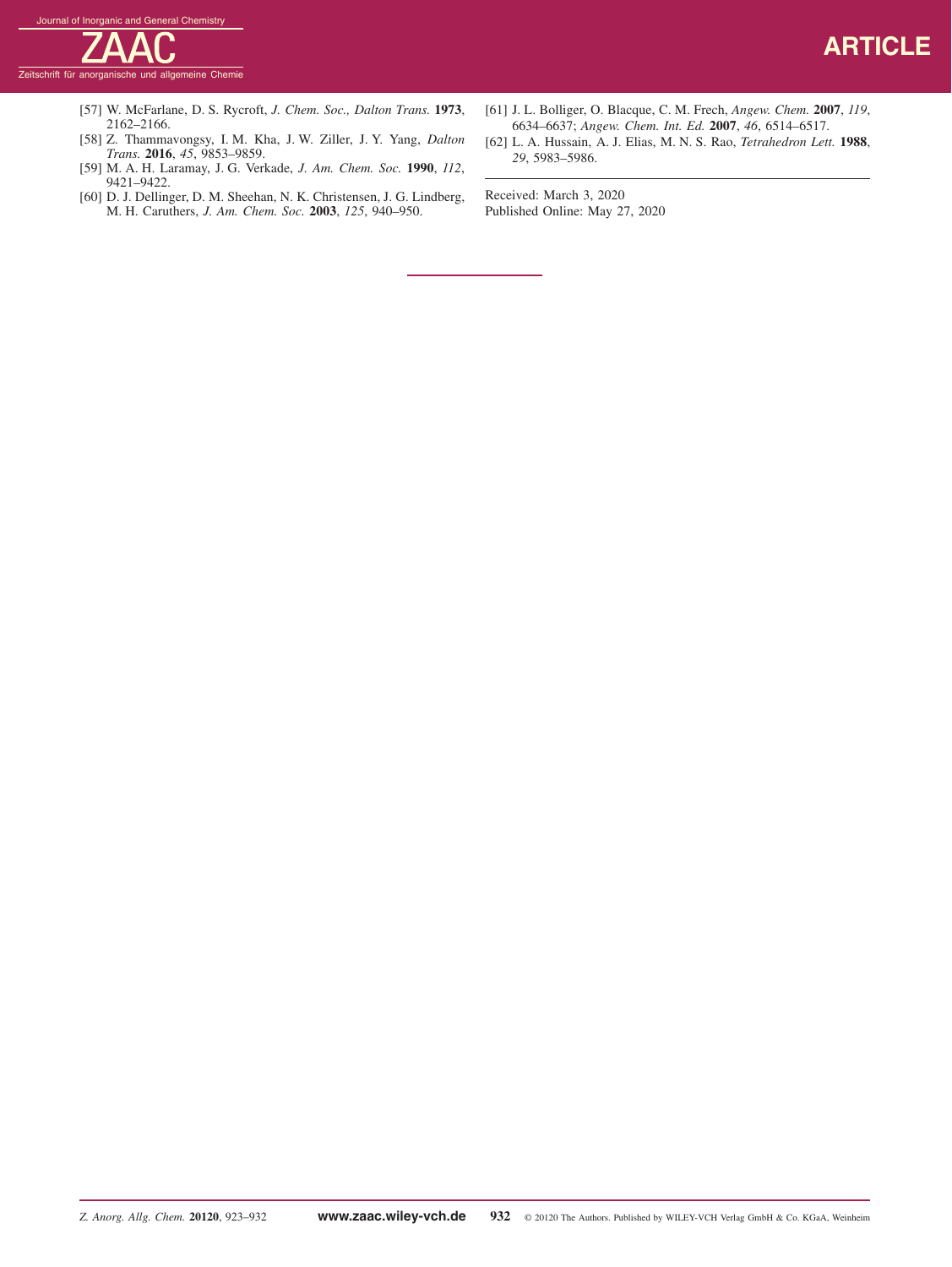[57] W. McFarlane, D. S. Rycroft, *J. Chem. Soc., Dalton Trans.* **1973**, 2162–2166.

[58] Z. Thammavongsy, I. M. Kha, J. W. Ziller, J. Y. Yang, *Dalton Trans.* **2016**, *45*, 9853–9859.

[59] M. A. H. Laramay, J. G. Verkade, *J. Am. Chem. Soc.* **1990**, *112*, 9421–9422.

[60] D. J. Dellinger, D. M. Sheehan, N. K. Christensen, J. G. Lindberg, M. H. Caruthers, *J. Am. Chem. Soc.* **2003**, *125*, 940–950.

[61] J. L. Bolliger, O. Blacque, C. M. Frech, *Angew. Chem.* **2007**, *119*, 6634–6637; *Angew. Chem. Int. Ed.* **2007**, *46*, 6514–6517.

[62] L. A. Hussain, A. J. Elias, M. N. S. Rao, *Tetrahedron Lett.* **1988**, *29*, 5983–5986.

Received: March 3, 2020
Published Online: May 27, 2020